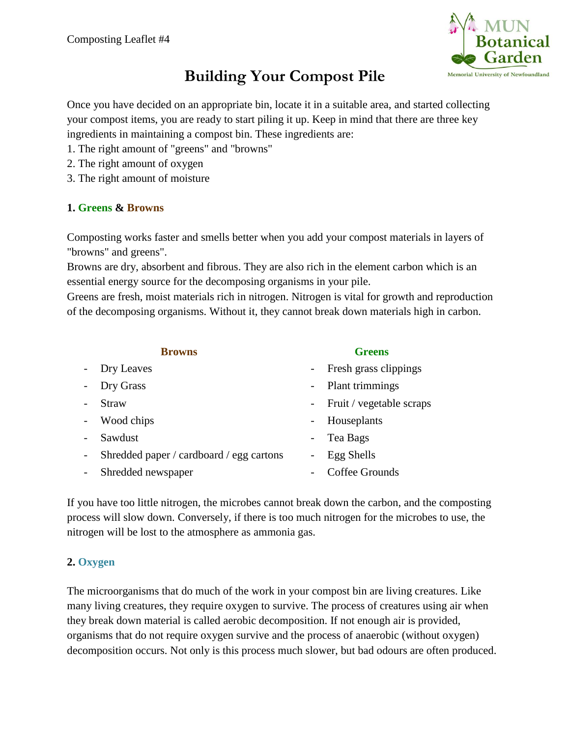Composting Leaflet #4

# Building Your Compost Pile

Once you have decided on an appropriate bin, locate it in a suitable area, and started collecting your compost items, you are ready to start piling it up. Keep in mind that there are three key ingredients in maintaining a compost bin. These ingredients are:

1. The right amount of "greens" and "browns"
2. The right amount of oxygen
3. The right amount of moisture

## 1. Greens & Browns

Composting works faster and smells better when you add your compost materials in layers of "browns" and greens".

Browns are dry, absorbent and fibrous. They are also rich in the element carbon which is an essential energy source for the decomposing organisms in your pile.

Greens are fresh, moist materials rich in nitrogen. Nitrogen is vital for growth and reproduction of the decomposing organisms. Without it, they cannot break down materials high in carbon.

**Browns**

- Dry Leaves
- Dry Grass
- Straw
- Wood chips
- Sawdust
- Shredded paper / cardboard / egg cartons
- Shredded newspaper

**Greens**

- Fresh grass clippings
- Plant trimmings
- Fruit / vegetable scraps
- Houseplants
- Tea Bags
- Egg Shells
- Coffee Grounds

If you have too little nitrogen, the microbes cannot break down the carbon, and the composting process will slow down. Conversely, if there is too much nitrogen for the microbes to use, the nitrogen will be lost to the atmosphere as ammonia gas.

## 2. Oxygen

The microorganisms that do much of the work in your compost bin are living creatures. Like many living creatures, they require oxygen to survive. The process of creatures using air when they break down material is called aerobic decomposition. If not enough air is provided, organisms that do not require oxygen survive and the process of anaerobic (without oxygen) decomposition occurs. Not only is this process much slower, but bad odours are often produced.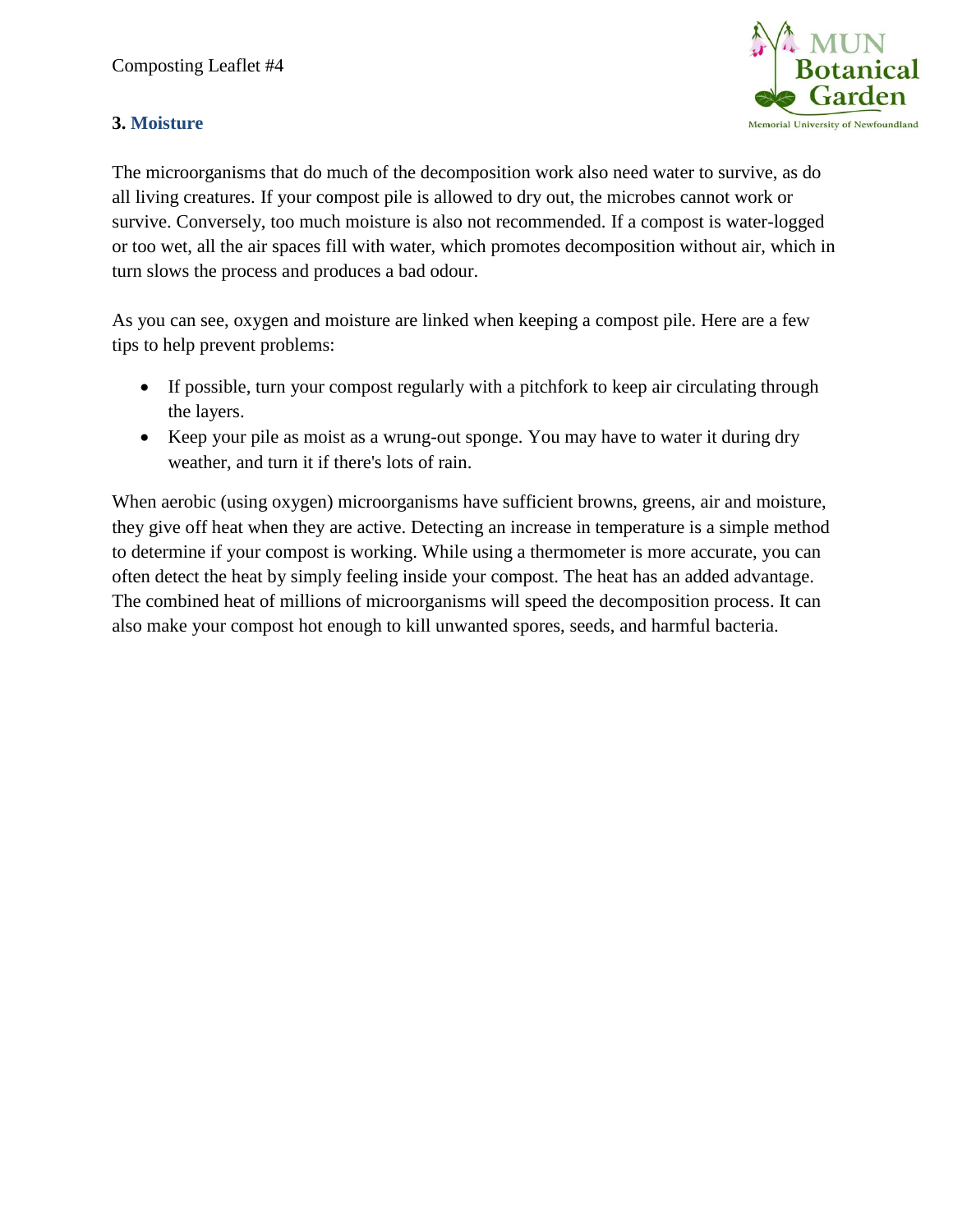### 3. Moisture

The microorganisms that do much of the decomposition work also need water to survive, as do all living creatures. If your compost pile is allowed to dry out, the microbes cannot work or survive. Conversely, too much moisture is also not recommended. If a compost is water-logged or too wet, all the air spaces fill with water, which promotes decomposition without air, which in turn slows the process and produces a bad odour.

As you can see, oxygen and moisture are linked when keeping a compost pile. Here are a few tips to help prevent problems:

- If possible, turn your compost regularly with a pitchfork to keep air circulating through the layers.
- Keep your pile as moist as a wrung-out sponge. You may have to water it during dry weather, and turn it if there's lots of rain.

When aerobic (using oxygen) microorganisms have sufficient browns, greens, air and moisture, they give off heat when they are active. Detecting an increase in temperature is a simple method to determine if your compost is working. While using a thermometer is more accurate, you can often detect the heat by simply feeling inside your compost. The heat has an added advantage. The combined heat of millions of microorganisms will speed the decomposition process. It can also make your compost hot enough to kill unwanted spores, seeds, and harmful bacteria.